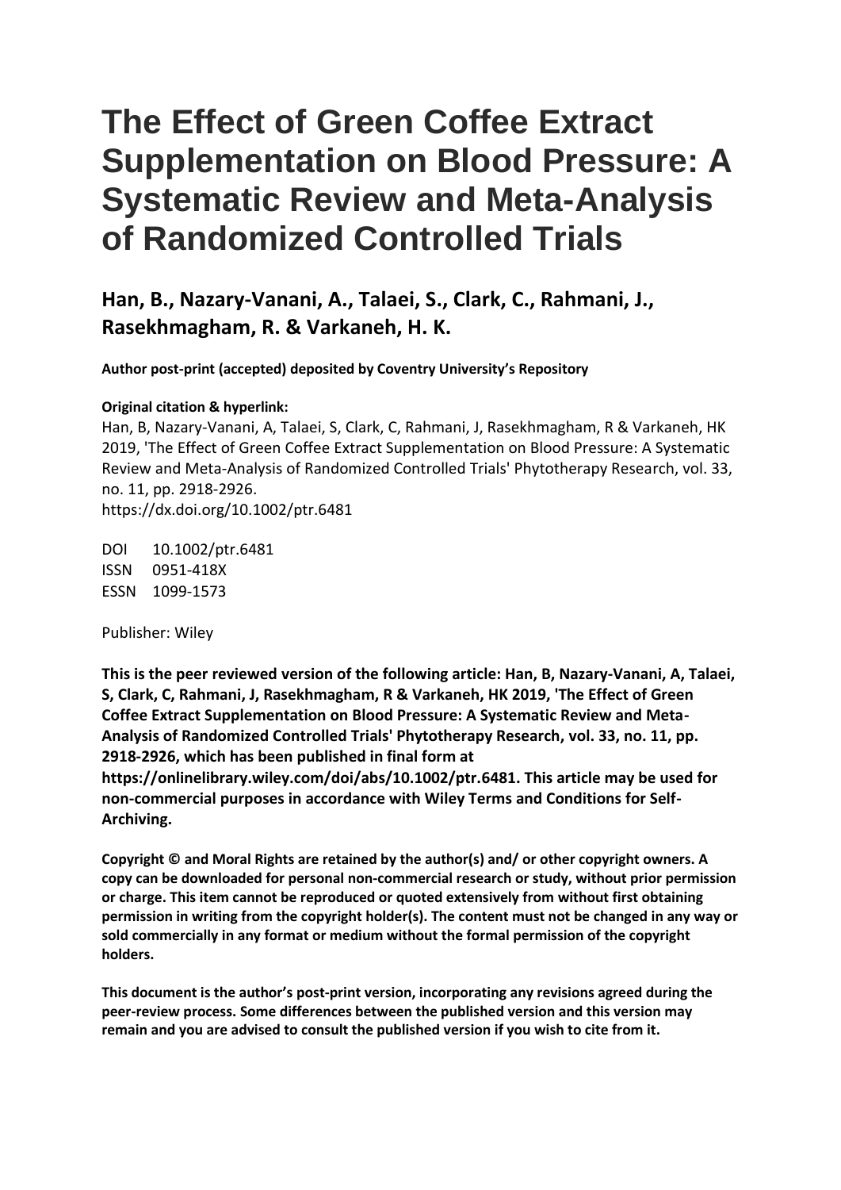# The Effect of Green Coffee Extract Supplementation on Blood Pressure: A Systematic Review and Meta-Analysis of Randomized Controlled Trials

## Han, B., Nazary-Vanani, A., Talaei, S., Clark, C., Rahmani, J., Rasekhmagham, R. & Varkaneh, H. K.

**Author post-print (accepted) deposited by Coventry University's Repository**

**Original citation & hyperlink:**

Han, B, Nazary-Vanani, A, Talaei, S, Clark, C, Rahmani, J, Rasekhmagham, R & Varkaneh, HK 2019, 'The Effect of Green Coffee Extract Supplementation on Blood Pressure: A Systematic Review and Meta-Analysis of Randomized Controlled Trials' Phytotherapy Research, vol. 33, no. 11, pp. 2918-2926.
https://dx.doi.org/10.1002/ptr.6481

DOI 10.1002/ptr.6481
ISSN 0951-418X
ESSN 1099-1573

Publisher: Wiley

**This is the peer reviewed version of the following article: Han, B, Nazary-Vanani, A, Talaei, S, Clark, C, Rahmani, J, Rasekhmagham, R & Varkaneh, HK 2019, 'The Effect of Green Coffee Extract Supplementation on Blood Pressure: A Systematic Review and Meta-Analysis of Randomized Controlled Trials' Phytotherapy Research, vol. 33, no. 11, pp. 2918-2926, which has been published in final form at https://onlinelibrary.wiley.com/doi/abs/10.1002/ptr.6481. This article may be used for non-commercial purposes in accordance with Wiley Terms and Conditions for Self-Archiving.**

**Copyright © and Moral Rights are retained by the author(s) and/ or other copyright owners. A copy can be downloaded for personal non-commercial research or study, without prior permission or charge. This item cannot be reproduced or quoted extensively from without first obtaining permission in writing from the copyright holder(s). The content must not be changed in any way or sold commercially in any format or medium without the formal permission of the copyright holders.**

**This document is the author's post-print version, incorporating any revisions agreed during the peer-review process. Some differences between the published version and this version may remain and you are advised to consult the published version if you wish to cite from it.**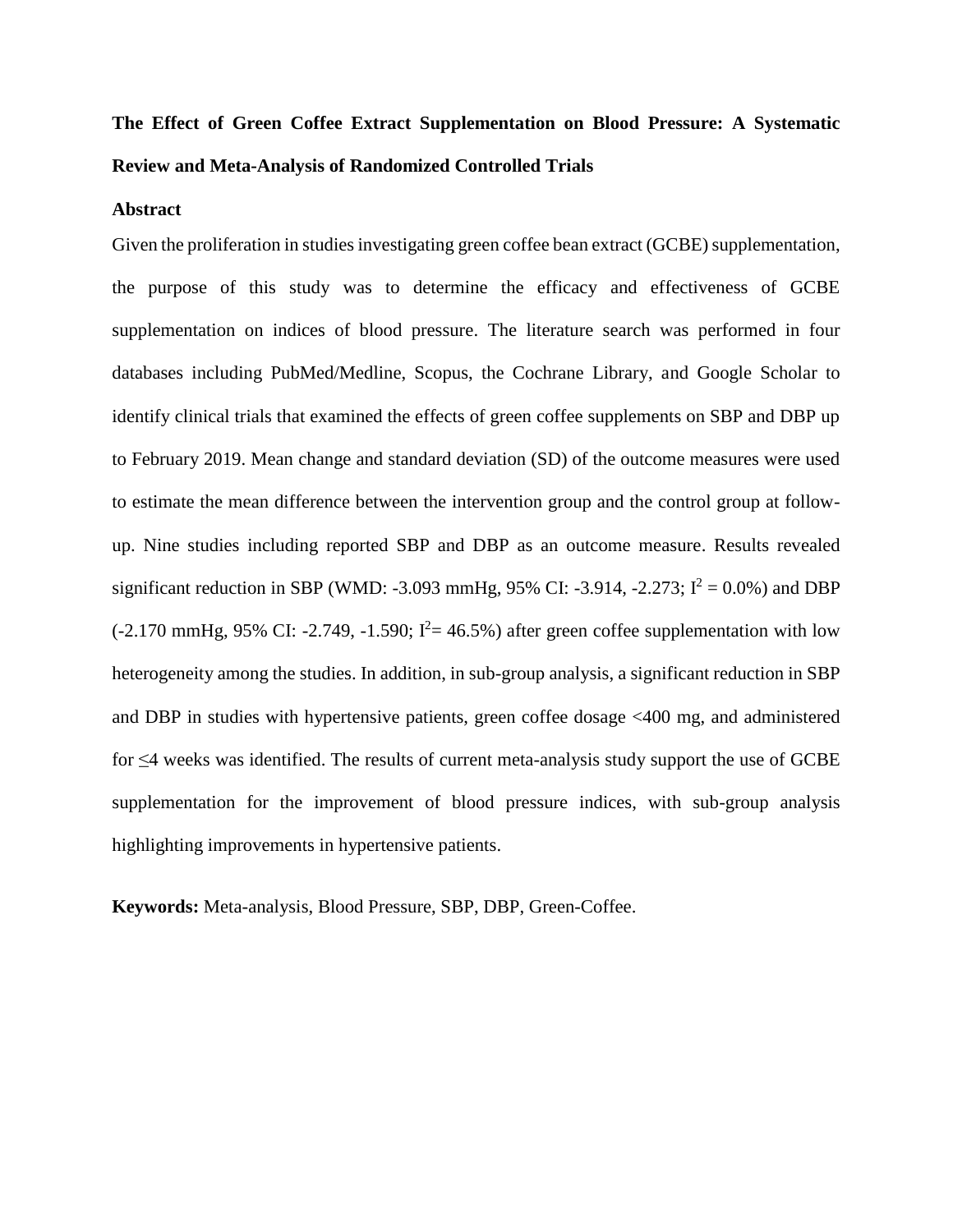**The Effect of Green Coffee Extract Supplementation on Blood Pressure: A Systematic Review and Meta-Analysis of Randomized Controlled Trials**

## Abstract

Given the proliferation in studies investigating green coffee bean extract (GCBE) supplementation, the purpose of this study was to determine the efficacy and effectiveness of GCBE supplementation on indices of blood pressure. The literature search was performed in four databases including PubMed/Medline, Scopus, the Cochrane Library, and Google Scholar to identify clinical trials that examined the effects of green coffee supplements on SBP and DBP up to February 2019. Mean change and standard deviation (SD) of the outcome measures were used to estimate the mean difference between the intervention group and the control group at follow-up. Nine studies including reported SBP and DBP as an outcome measure. Results revealed significant reduction in SBP (WMD: -3.093 mmHg, 95% CI: -3.914, -2.273; $I^2 = 0.0\%$) and DBP (-2.170 mmHg, 95% CI: -2.749, -1.590; $I^2 = 46.5\%$) after green coffee supplementation with low heterogeneity among the studies. In addition, in sub-group analysis, a significant reduction in SBP and DBP in studies with hypertensive patients, green coffee dosage <400 mg, and administered for ≤4 weeks was identified. The results of current meta-analysis study support the use of GCBE supplementation for the improvement of blood pressure indices, with sub-group analysis highlighting improvements in hypertensive patients.

**Keywords:** Meta-analysis, Blood Pressure, SBP, DBP, Green-Coffee.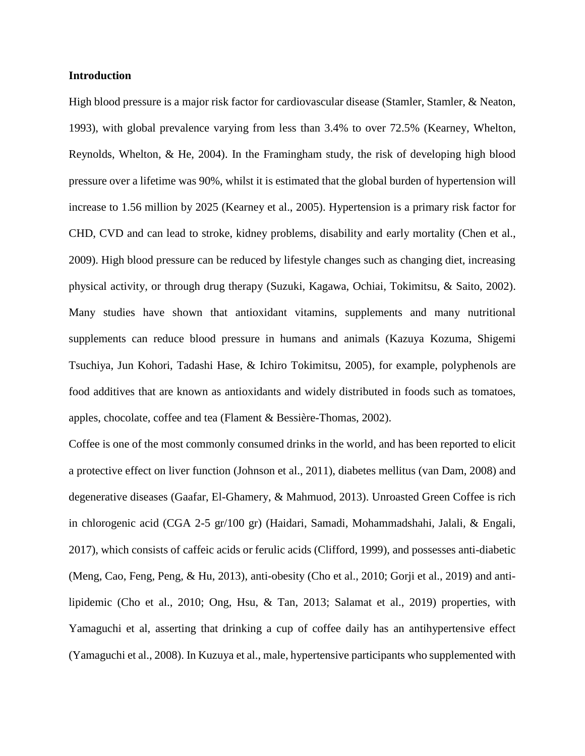**Introduction**

High blood pressure is a major risk factor for cardiovascular disease (Stamler, Stamler, & Neaton, 1993), with global prevalence varying from less than 3.4% to over 72.5% (Kearney, Whelton, Reynolds, Whelton, & He, 2004). In the Framingham study, the risk of developing high blood pressure over a lifetime was 90%, whilst it is estimated that the global burden of hypertension will increase to 1.56 million by 2025 (Kearney et al., 2005). Hypertension is a primary risk factor for CHD, CVD and can lead to stroke, kidney problems, disability and early mortality (Chen et al., 2009). High blood pressure can be reduced by lifestyle changes such as changing diet, increasing physical activity, or through drug therapy (Suzuki, Kagawa, Ochiai, Tokimitsu, & Saito, 2002). Many studies have shown that antioxidant vitamins, supplements and many nutritional supplements can reduce blood pressure in humans and animals (Kazuya Kozuma, Shigemi Tsuchiya, Jun Kohori, Tadashi Hase, & Ichiro Tokimitsu, 2005), for example, polyphenols are food additives that are known as antioxidants and widely distributed in foods such as tomatoes, apples, chocolate, coffee and tea (Flament & Bessière-Thomas, 2002).

Coffee is one of the most commonly consumed drinks in the world, and has been reported to elicit a protective effect on liver function (Johnson et al., 2011), diabetes mellitus (van Dam, 2008) and degenerative diseases (Gaafar, El-Ghamery, & Mahmuod, 2013). Unroasted Green Coffee is rich in chlorogenic acid (CGA 2-5 gr/100 gr) (Haidari, Samadi, Mohammadshahi, Jalali, & Engali, 2017), which consists of caffeic acids or ferulic acids (Clifford, 1999), and possesses anti-diabetic (Meng, Cao, Feng, Peng, & Hu, 2013), anti-obesity (Cho et al., 2010; Gorji et al., 2019) and anti-lipidemic (Cho et al., 2010; Ong, Hsu, & Tan, 2013; Salamat et al., 2019) properties, with Yamaguchi et al, asserting that drinking a cup of coffee daily has an antihypertensive effect (Yamaguchi et al., 2008). In Kuzuya et al., male, hypertensive participants who supplemented with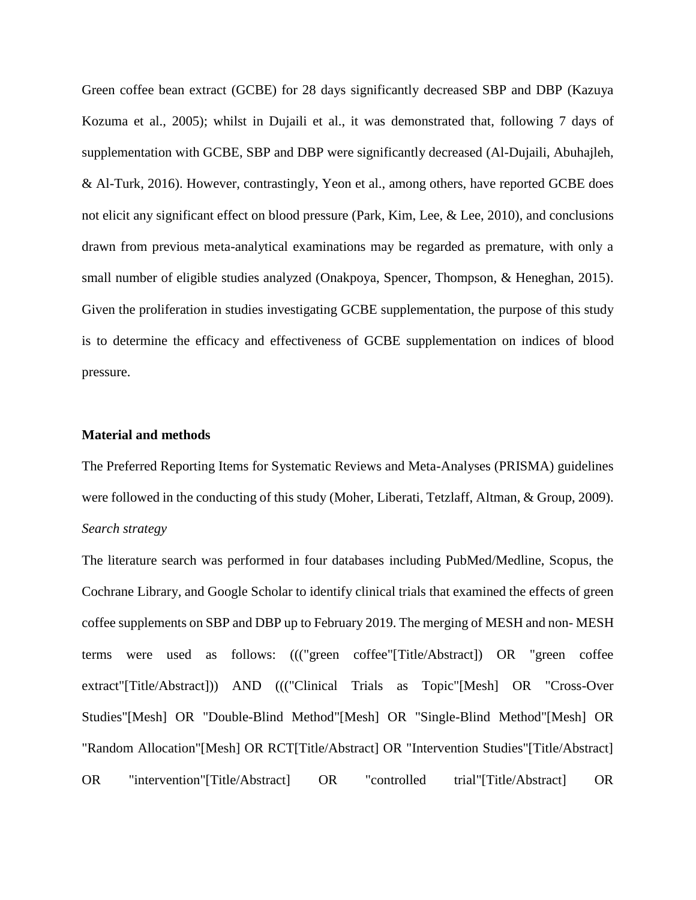Green coffee bean extract (GCBE) for 28 days significantly decreased SBP and DBP (Kazuya Kozuma et al., 2005); whilst in Dujaili et al., it was demonstrated that, following 7 days of supplementation with GCBE, SBP and DBP were significantly decreased (Al-Dujaili, Abuhajleh, & Al-Turk, 2016). However, contrastingly, Yeon et al., among others, have reported GCBE does not elicit any significant effect on blood pressure (Park, Kim, Lee, & Lee, 2010), and conclusions drawn from previous meta-analytical examinations may be regarded as premature, with only a small number of eligible studies analyzed (Onakpoya, Spencer, Thompson, & Heneghan, 2015). Given the proliferation in studies investigating GCBE supplementation, the purpose of this study is to determine the efficacy and effectiveness of GCBE supplementation on indices of blood pressure.

**Material and methods**

The Preferred Reporting Items for Systematic Reviews and Meta-Analyses (PRISMA) guidelines were followed in the conducting of this study (Moher, Liberati, Tetzlaff, Altman, & Group, 2009).

*Search strategy*

The literature search was performed in four databases including PubMed/Medline, Scopus, the Cochrane Library, and Google Scholar to identify clinical trials that examined the effects of green coffee supplements on SBP and DBP up to February 2019. The merging of MESH and non- MESH terms were used as follows: ((("green coffee"[Title/Abstract]) OR "green coffee extract"[Title/Abstract])) AND ((("Clinical Trials as Topic"[Mesh] OR "Cross-Over Studies"[Mesh] OR "Double-Blind Method"[Mesh] OR "Single-Blind Method"[Mesh] OR "Random Allocation"[Mesh] OR RCT[Title/Abstract] OR "Intervention Studies"[Title/Abstract] OR "intervention"[Title/Abstract] OR "controlled trial"[Title/Abstract] OR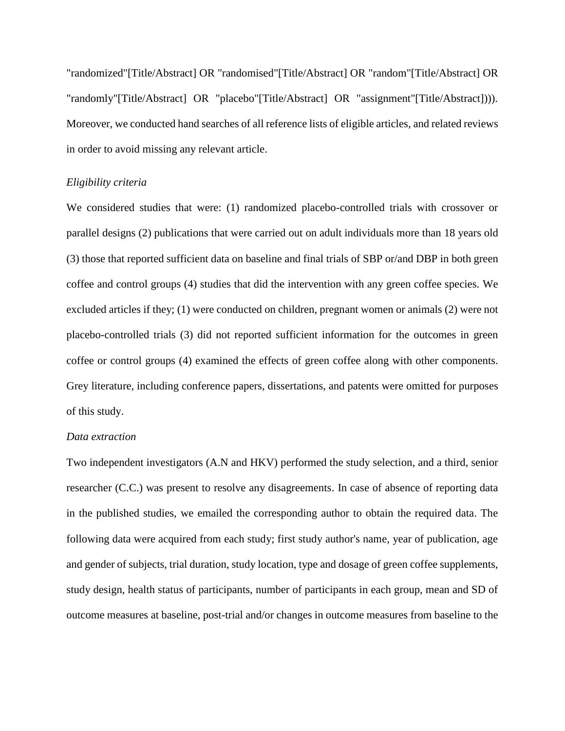"randomized"[Title/Abstract] OR "randomised"[Title/Abstract] OR "random"[Title/Abstract] OR "randomly"[Title/Abstract] OR "placebo"[Title/Abstract] OR "assignment"[Title/Abstract]))). Moreover, we conducted hand searches of all reference lists of eligible articles, and related reviews in order to avoid missing any relevant article.

*Eligibility criteria*

We considered studies that were: (1) randomized placebo-controlled trials with crossover or parallel designs (2) publications that were carried out on adult individuals more than 18 years old (3) those that reported sufficient data on baseline and final trials of SBP or/and DBP in both green coffee and control groups (4) studies that did the intervention with any green coffee species. We excluded articles if they; (1) were conducted on children, pregnant women or animals (2) were not placebo-controlled trials (3) did not reported sufficient information for the outcomes in green coffee or control groups (4) examined the effects of green coffee along with other components. Grey literature, including conference papers, dissertations, and patents were omitted for purposes of this study.

*Data extraction*

Two independent investigators (A.N and HKV) performed the study selection, and a third, senior researcher (C.C.) was present to resolve any disagreements. In case of absence of reporting data in the published studies, we emailed the corresponding author to obtain the required data. The following data were acquired from each study; first study author's name, year of publication, age and gender of subjects, trial duration, study location, type and dosage of green coffee supplements, study design, health status of participants, number of participants in each group, mean and SD of outcome measures at baseline, post-trial and/or changes in outcome measures from baseline to the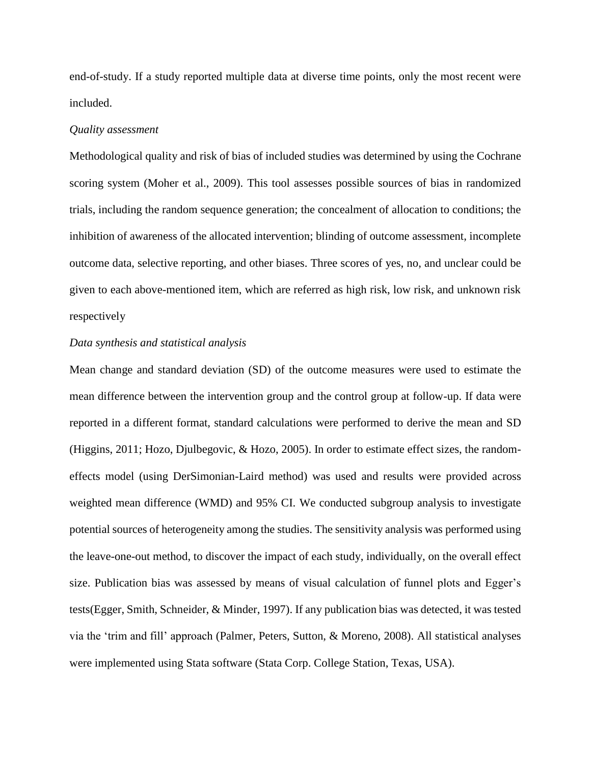end-of-study. If a study reported multiple data at diverse time points, only the most recent were included.

*Quality assessment*

Methodological quality and risk of bias of included studies was determined by using the Cochrane scoring system (Moher et al., 2009). This tool assesses possible sources of bias in randomized trials, including the random sequence generation; the concealment of allocation to conditions; the inhibition of awareness of the allocated intervention; blinding of outcome assessment, incomplete outcome data, selective reporting, and other biases. Three scores of yes, no, and unclear could be given to each above-mentioned item, which are referred as high risk, low risk, and unknown risk respectively

*Data synthesis and statistical analysis*

Mean change and standard deviation (SD) of the outcome measures were used to estimate the mean difference between the intervention group and the control group at follow-up. If data were reported in a different format, standard calculations were performed to derive the mean and SD (Higgins, 2011; Hozo, Djulbegovic, & Hozo, 2005). In order to estimate effect sizes, the random-effects model (using DerSimonian-Laird method) was used and results were provided across weighted mean difference (WMD) and 95% CI. We conducted subgroup analysis to investigate potential sources of heterogeneity among the studies. The sensitivity analysis was performed using the leave-one-out method, to discover the impact of each study, individually, on the overall effect size. Publication bias was assessed by means of visual calculation of funnel plots and Egger's tests(Egger, Smith, Schneider, & Minder, 1997). If any publication bias was detected, it was tested via the 'trim and fill' approach (Palmer, Peters, Sutton, & Moreno, 2008). All statistical analyses were implemented using Stata software (Stata Corp. College Station, Texas, USA).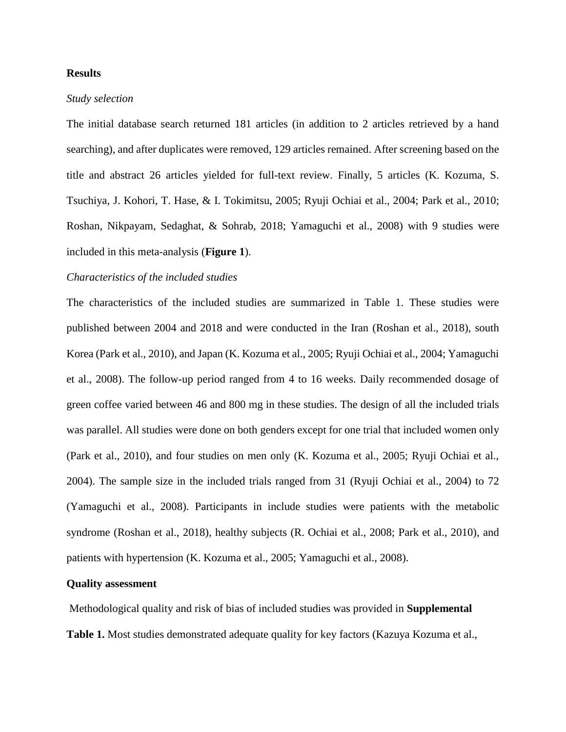**Results**

*Study selection*

The initial database search returned 181 articles (in addition to 2 articles retrieved by a hand searching), and after duplicates were removed, 129 articles remained. After screening based on the title and abstract 26 articles yielded for full-text review. Finally, 5 articles (K. Kozuma, S. Tsuchiya, J. Kohori, T. Hase, & I. Tokimitsu, 2005; Ryuji Ochiai et al., 2004; Park et al., 2010; Roshan, Nikpayam, Sedaghat, & Sohrab, 2018; Yamaguchi et al., 2008) with 9 studies were included in this meta-analysis (**Figure 1**).

*Characteristics of the included studies*

The characteristics of the included studies are summarized in Table 1. These studies were published between 2004 and 2018 and were conducted in the Iran (Roshan et al., 2018), south Korea (Park et al., 2010), and Japan (K. Kozuma et al., 2005; Ryuji Ochiai et al., 2004; Yamaguchi et al., 2008). The follow-up period ranged from 4 to 16 weeks. Daily recommended dosage of green coffee varied between 46 and 800 mg in these studies. The design of all the included trials was parallel. All studies were done on both genders except for one trial that included women only (Park et al., 2010), and four studies on men only (K. Kozuma et al., 2005; Ryuji Ochiai et al., 2004). The sample size in the included trials ranged from 31 (Ryuji Ochiai et al., 2004) to 72 (Yamaguchi et al., 2008). Participants in include studies were patients with the metabolic syndrome (Roshan et al., 2018), healthy subjects (R. Ochiai et al., 2008; Park et al., 2010), and patients with hypertension (K. Kozuma et al., 2005; Yamaguchi et al., 2008).

**Quality assessment**

Methodological quality and risk of bias of included studies was provided in **Supplemental Table 1.** Most studies demonstrated adequate quality for key factors (Kazuya Kozuma et al.,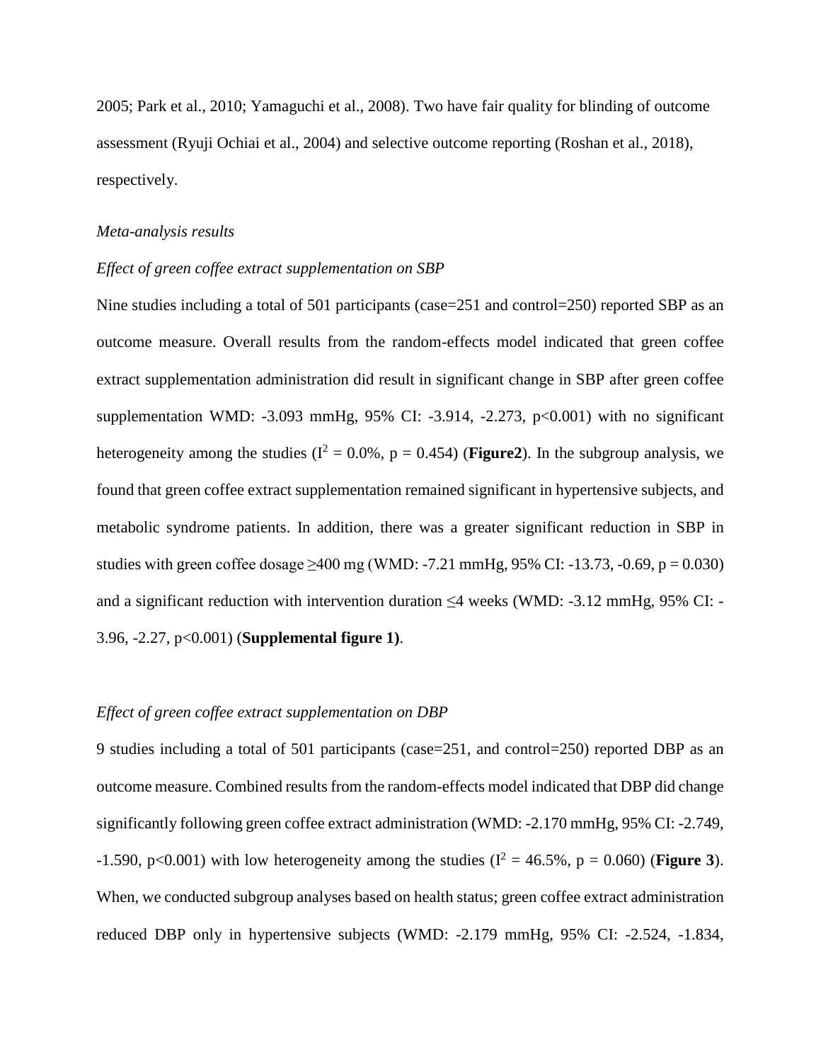2005; Park et al., 2010; Yamaguchi et al., 2008). Two have fair quality for blinding of outcome assessment (Ryuji Ochiai et al., 2004) and selective outcome reporting (Roshan et al., 2018), respectively.

*Meta-analysis results*

*Effect of green coffee extract supplementation on SBP*

Nine studies including a total of 501 participants (case=251 and control=250) reported SBP as an outcome measure. Overall results from the random-effects model indicated that green coffee extract supplementation administration did result in significant change in SBP after green coffee supplementation WMD: -3.093 mmHg, 95% CI: -3.914, -2.273, $p<0.001$) with no significant heterogeneity among the studies ($I^2 = 0.0\%$, $p = 0.454$) (**Figure2**). In the subgroup analysis, we found that green coffee extract supplementation remained significant in hypertensive subjects, and metabolic syndrome patients. In addition, there was a greater significant reduction in SBP in studies with green coffee dosage ≥400 mg (WMD: -7.21 mmHg, 95% CI: -13.73, -0.69, $p = 0.030$) and a significant reduction with intervention duration ≤4 weeks (WMD: -3.12 mmHg, 95% CI: -3.96, -2.27, $p<0.001$) (**Supplemental figure 1)**.

*Effect of green coffee extract supplementation on DBP*

9 studies including a total of 501 participants (case=251, and control=250) reported DBP as an outcome measure. Combined results from the random-effects model indicated that DBP did change significantly following green coffee extract administration (WMD: -2.170 mmHg, 95% CI: -2.749, -1.590, $p<0.001$) with low heterogeneity among the studies ($I^2 = 46.5\%$, $p = 0.060$) (**Figure 3**). When, we conducted subgroup analyses based on health status; green coffee extract administration reduced DBP only in hypertensive subjects (WMD: -2.179 mmHg, 95% CI: -2.524, -1.834,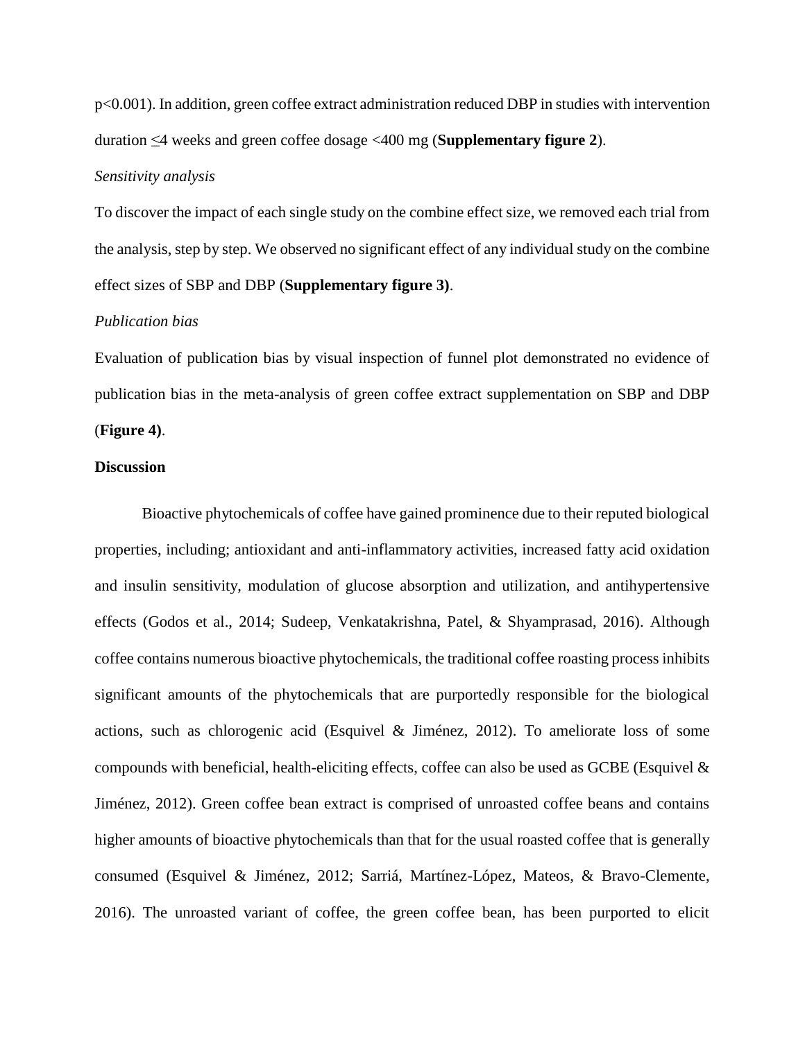$p<0.001$). In addition, green coffee extract administration reduced DBP in studies with intervention duration ≤4 weeks and green coffee dosage <400 mg (**Supplementary figure 2**).

*Sensitivity analysis*

To discover the impact of each single study on the combine effect size, we removed each trial from the analysis, step by step. We observed no significant effect of any individual study on the combine effect sizes of SBP and DBP (**Supplementary figure 3)**.

*Publication bias*

Evaluation of publication bias by visual inspection of funnel plot demonstrated no evidence of publication bias in the meta-analysis of green coffee extract supplementation on SBP and DBP (**Figure 4)**.

**Discussion**

Bioactive phytochemicals of coffee have gained prominence due to their reputed biological properties, including; antioxidant and anti-inflammatory activities, increased fatty acid oxidation and insulin sensitivity, modulation of glucose absorption and utilization, and antihypertensive effects (Godos et al., 2014; Sudeep, Venkatakrishna, Patel, & Shyamprasad, 2016). Although coffee contains numerous bioactive phytochemicals, the traditional coffee roasting process inhibits significant amounts of the phytochemicals that are purportedly responsible for the biological actions, such as chlorogenic acid (Esquivel & Jiménez, 2012). To ameliorate loss of some compounds with beneficial, health-eliciting effects, coffee can also be used as GCBE (Esquivel & Jiménez, 2012). Green coffee bean extract is comprised of unroasted coffee beans and contains higher amounts of bioactive phytochemicals than that for the usual roasted coffee that is generally consumed (Esquivel & Jiménez, 2012; Sarriá, Martínez-López, Mateos, & Bravo-Clemente, 2016). The unroasted variant of coffee, the green coffee bean, has been purported to elicit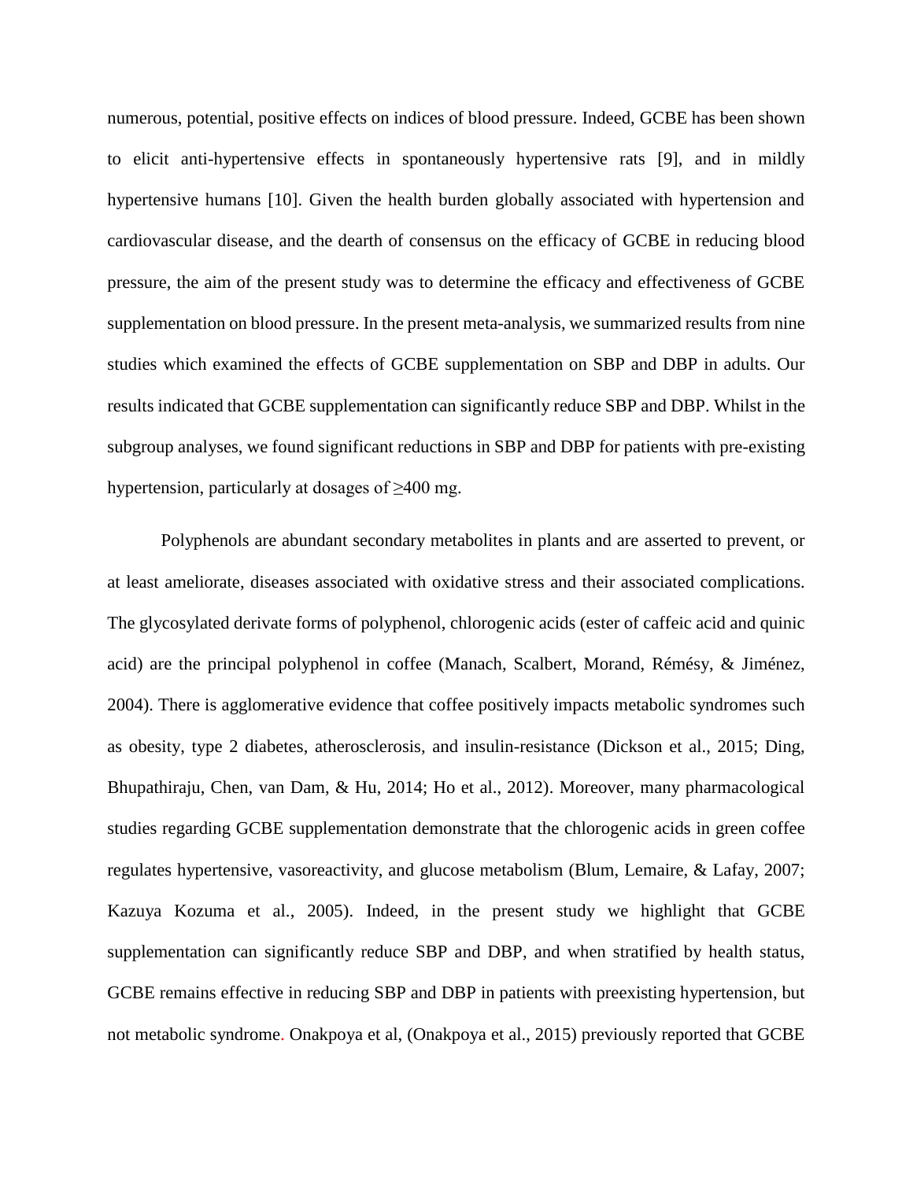numerous, potential, positive effects on indices of blood pressure. Indeed, GCBE has been shown to elicit anti-hypertensive effects in spontaneously hypertensive rats [9], and in mildly hypertensive humans [10]. Given the health burden globally associated with hypertension and cardiovascular disease, and the dearth of consensus on the efficacy of GCBE in reducing blood pressure, the aim of the present study was to determine the efficacy and effectiveness of GCBE supplementation on blood pressure. In the present meta-analysis, we summarized results from nine studies which examined the effects of GCBE supplementation on SBP and DBP in adults. Our results indicated that GCBE supplementation can significantly reduce SBP and DBP. Whilst in the subgroup analyses, we found significant reductions in SBP and DBP for patients with pre-existing hypertension, particularly at dosages of ≥400 mg.

Polyphenols are abundant secondary metabolites in plants and are asserted to prevent, or at least ameliorate, diseases associated with oxidative stress and their associated complications. The glycosylated derivate forms of polyphenol, chlorogenic acids (ester of caffeic acid and quinic acid) are the principal polyphenol in coffee (Manach, Scalbert, Morand, Rémésy, & Jiménez, 2004). There is agglomerative evidence that coffee positively impacts metabolic syndromes such as obesity, type 2 diabetes, atherosclerosis, and insulin-resistance (Dickson et al., 2015; Ding, Bhupathiraju, Chen, van Dam, & Hu, 2014; Ho et al., 2012). Moreover, many pharmacological studies regarding GCBE supplementation demonstrate that the chlorogenic acids in green coffee regulates hypertensive, vasoreactivity, and glucose metabolism (Blum, Lemaire, & Lafay, 2007; Kazuya Kozuma et al., 2005). Indeed, in the present study we highlight that GCBE supplementation can significantly reduce SBP and DBP, and when stratified by health status, GCBE remains effective in reducing SBP and DBP in patients with preexisting hypertension, but not metabolic syndrome. Onakpoya et al, (Onakpoya et al., 2015) previously reported that GCBE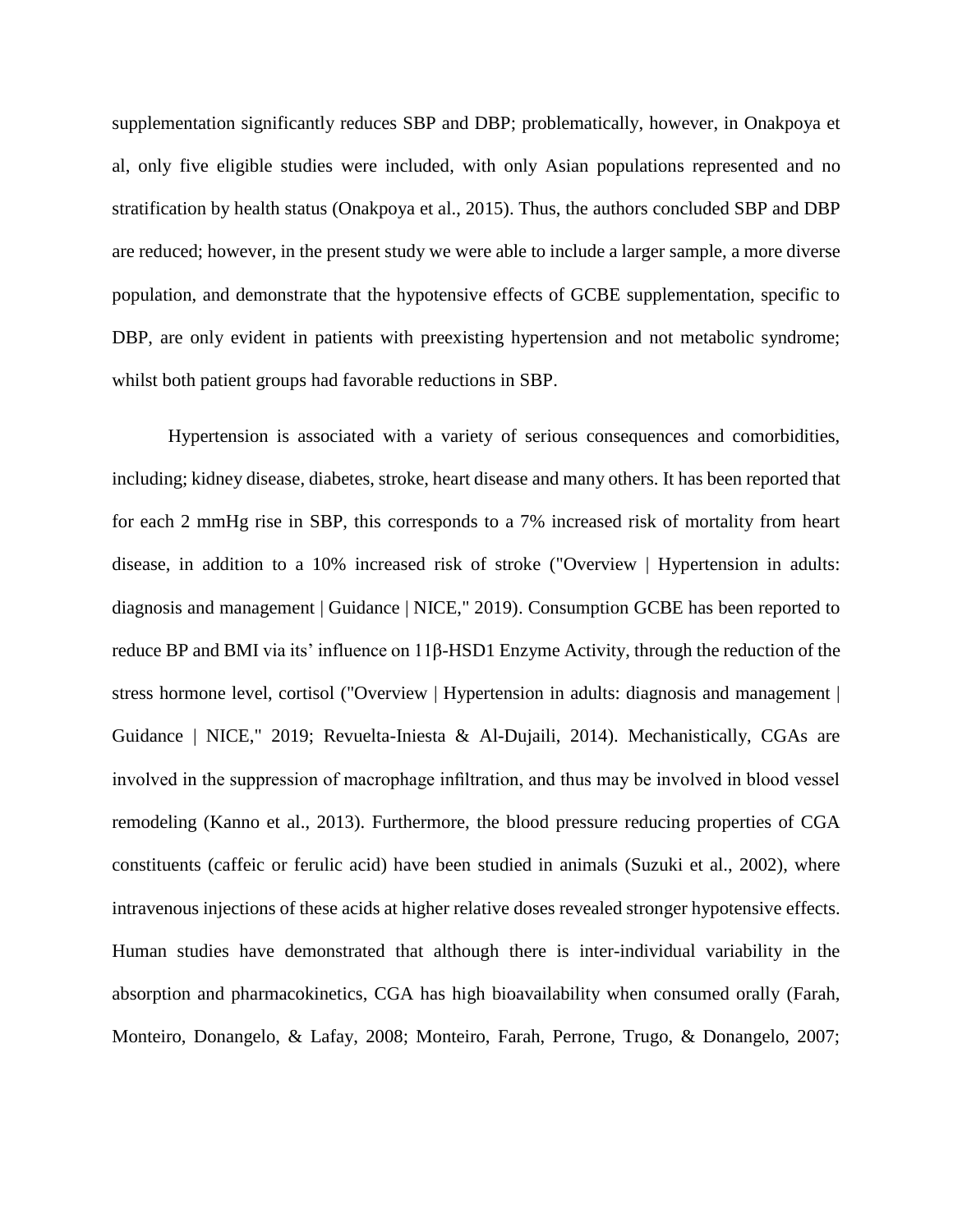supplementation significantly reduces SBP and DBP; problematically, however, in Onakpoya et al, only five eligible studies were included, with only Asian populations represented and no stratification by health status (Onakpoya et al., 2015). Thus, the authors concluded SBP and DBP are reduced; however, in the present study we were able to include a larger sample, a more diverse population, and demonstrate that the hypotensive effects of GCBE supplementation, specific to DBP, are only evident in patients with preexisting hypertension and not metabolic syndrome; whilst both patient groups had favorable reductions in SBP.

Hypertension is associated with a variety of serious consequences and comorbidities, including; kidney disease, diabetes, stroke, heart disease and many others. It has been reported that for each 2 mmHg rise in SBP, this corresponds to a 7% increased risk of mortality from heart disease, in addition to a 10% increased risk of stroke ("Overview | Hypertension in adults: diagnosis and management | Guidance | NICE," 2019). Consumption GCBE has been reported to reduce BP and BMI via its' influence on 11β-HSD1 Enzyme Activity, through the reduction of the stress hormone level, cortisol ("Overview | Hypertension in adults: diagnosis and management | Guidance | NICE," 2019; Revuelta-Iniesta & Al-Dujaili, 2014). Mechanistically, CGAs are involved in the suppression of macrophage infiltration, and thus may be involved in blood vessel remodeling (Kanno et al., 2013). Furthermore, the blood pressure reducing properties of CGA constituents (caffeic or ferulic acid) have been studied in animals (Suzuki et al., 2002), where intravenous injections of these acids at higher relative doses revealed stronger hypotensive effects. Human studies have demonstrated that although there is inter-individual variability in the absorption and pharmacokinetics, CGA has high bioavailability when consumed orally (Farah, Monteiro, Donangelo, & Lafay, 2008; Monteiro, Farah, Perrone, Trugo, & Donangelo, 2007;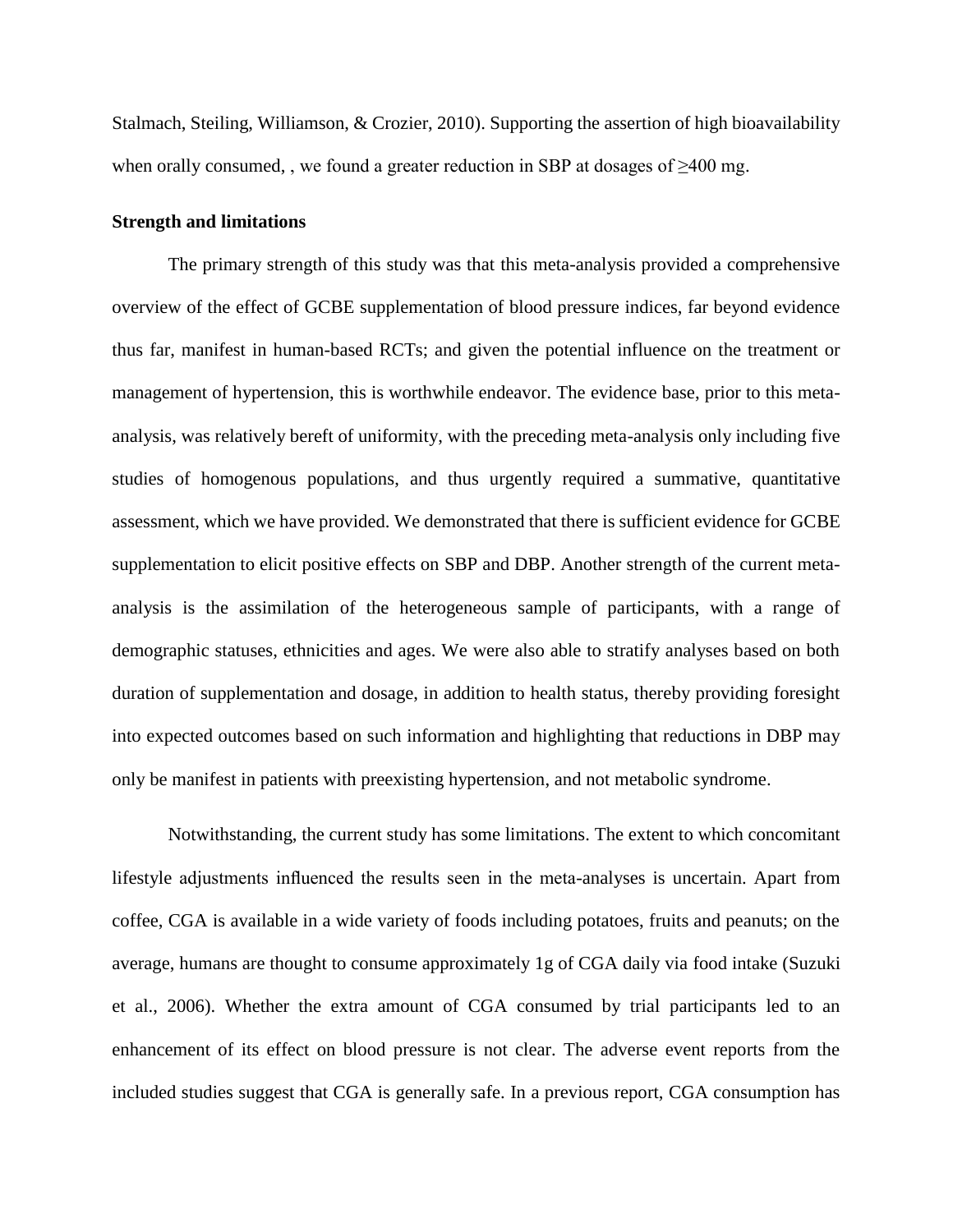Stalmach, Steiling, Williamson, & Crozier, 2010). Supporting the assertion of high bioavailability when orally consumed, , we found a greater reduction in SBP at dosages of ≥400 mg.

**Strength and limitations**

The primary strength of this study was that this meta-analysis provided a comprehensive overview of the effect of GCBE supplementation of blood pressure indices, far beyond evidence thus far, manifest in human-based RCTs; and given the potential influence on the treatment or management of hypertension, this is worthwhile endeavor. The evidence base, prior to this meta-analysis, was relatively bereft of uniformity, with the preceding meta-analysis only including five studies of homogenous populations, and thus urgently required a summative, quantitative assessment, which we have provided. We demonstrated that there is sufficient evidence for GCBE supplementation to elicit positive effects on SBP and DBP. Another strength of the current meta-analysis is the assimilation of the heterogeneous sample of participants, with a range of demographic statuses, ethnicities and ages. We were also able to stratify analyses based on both duration of supplementation and dosage, in addition to health status, thereby providing foresight into expected outcomes based on such information and highlighting that reductions in DBP may only be manifest in patients with preexisting hypertension, and not metabolic syndrome.

Notwithstanding, the current study has some limitations. The extent to which concomitant lifestyle adjustments influenced the results seen in the meta-analyses is uncertain. Apart from coffee, CGA is available in a wide variety of foods including potatoes, fruits and peanuts; on the average, humans are thought to consume approximately 1g of CGA daily via food intake (Suzuki et al., 2006). Whether the extra amount of CGA consumed by trial participants led to an enhancement of its effect on blood pressure is not clear. The adverse event reports from the included studies suggest that CGA is generally safe. In a previous report, CGA consumption has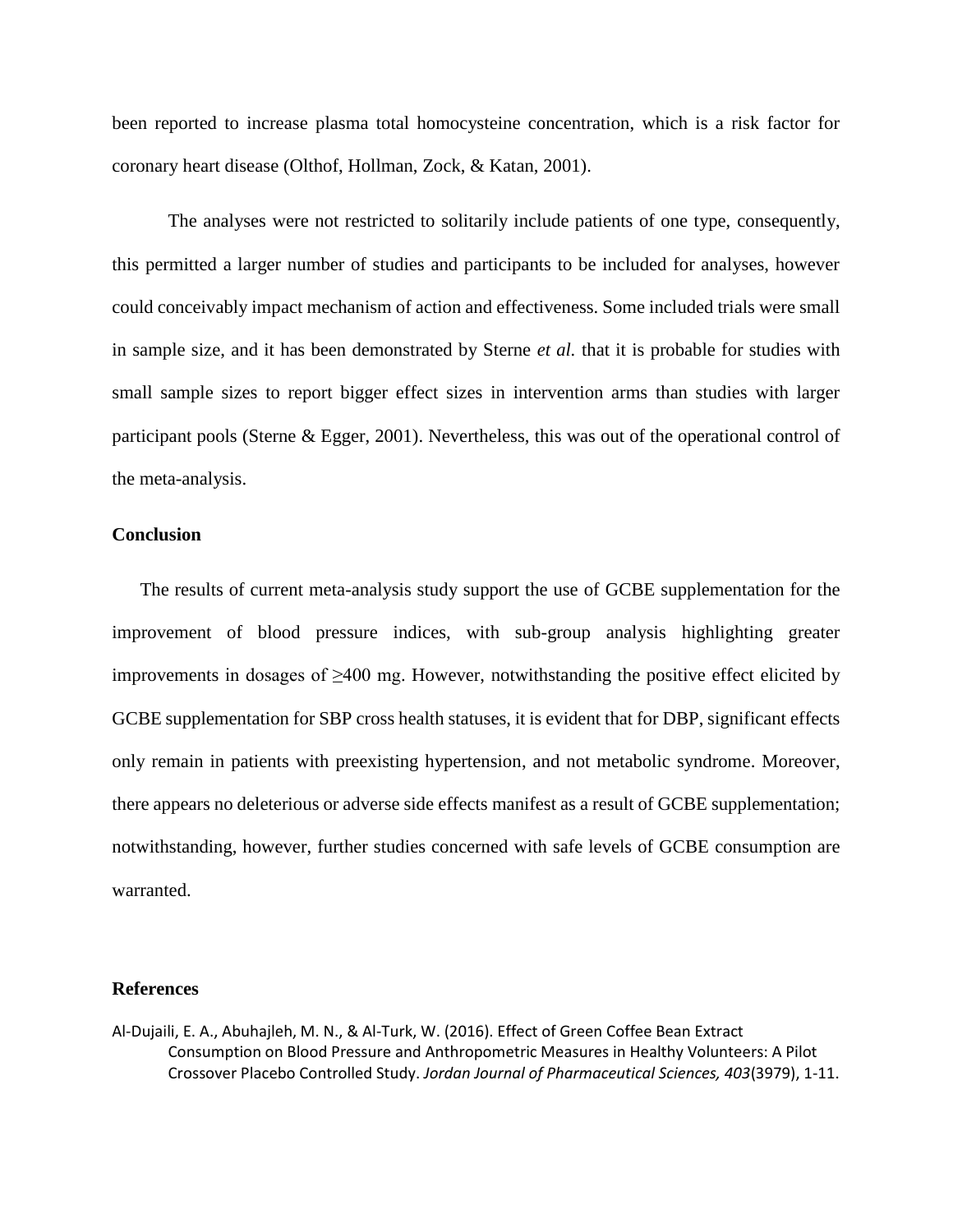been reported to increase plasma total homocysteine concentration, which is a risk factor for coronary heart disease (Olthof, Hollman, Zock, & Katan, 2001).

The analyses were not restricted to solitarily include patients of one type, consequently, this permitted a larger number of studies and participants to be included for analyses, however could conceivably impact mechanism of action and effectiveness. Some included trials were small in sample size, and it has been demonstrated by Sterne *et al.* that it is probable for studies with small sample sizes to report bigger effect sizes in intervention arms than studies with larger participant pools (Sterne & Egger, 2001). Nevertheless, this was out of the operational control of the meta-analysis.

## Conclusion

The results of current meta-analysis study support the use of GCBE supplementation for the improvement of blood pressure indices, with sub-group analysis highlighting greater improvements in dosages of ≥400 mg. However, notwithstanding the positive effect elicited by GCBE supplementation for SBP cross health statuses, it is evident that for DBP, significant effects only remain in patients with preexisting hypertension, and not metabolic syndrome. Moreover, there appears no deleterious or adverse side effects manifest as a result of GCBE supplementation; notwithstanding, however, further studies concerned with safe levels of GCBE consumption are warranted.

## References

Al-Dujaili, E. A., Abuhajleh, M. N., & Al-Turk, W. (2016). Effect of Green Coffee Bean Extract Consumption on Blood Pressure and Anthropometric Measures in Healthy Volunteers: A Pilot Crossover Placebo Controlled Study. *Jordan Journal of Pharmaceutical Sciences, 403*(3979), 1-11.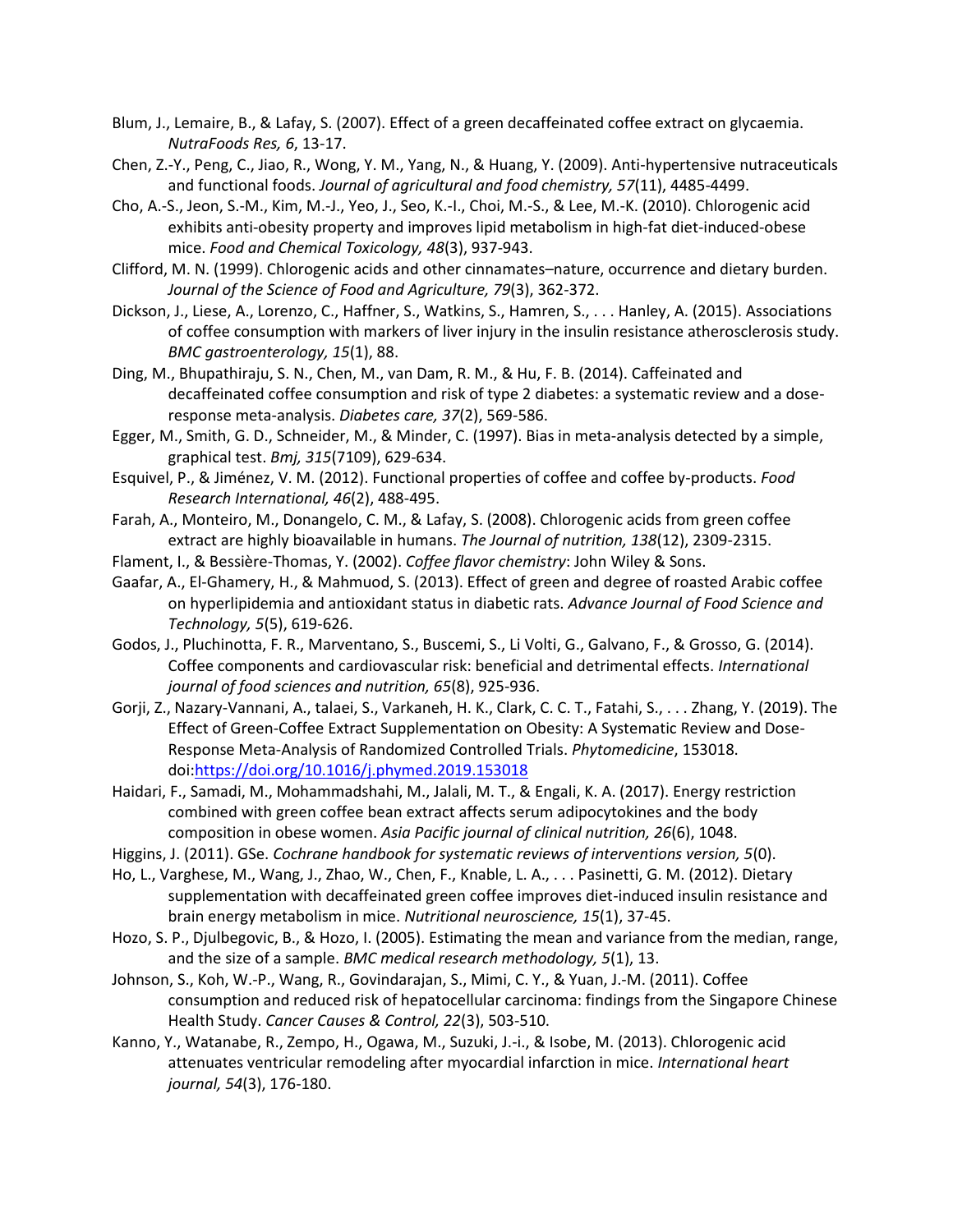Blum, J., Lemaire, B., & Lafay, S. (2007). Effect of a green decaffeinated coffee extract on glycaemia. *NutraFoods Res, 6*, 13-17.

Chen, Z.-Y., Peng, C., Jiao, R., Wong, Y. M., Yang, N., & Huang, Y. (2009). Anti-hypertensive nutraceuticals and functional foods. *Journal of agricultural and food chemistry, 57*(11), 4485-4499.

Cho, A.-S., Jeon, S.-M., Kim, M.-J., Yeo, J., Seo, K.-I., Choi, M.-S., & Lee, M.-K. (2010). Chlorogenic acid exhibits anti-obesity property and improves lipid metabolism in high-fat diet-induced-obese mice. *Food and Chemical Toxicology, 48*(3), 937-943.

Clifford, M. N. (1999). Chlorogenic acids and other cinnamates–nature, occurrence and dietary burden. *Journal of the Science of Food and Agriculture, 79*(3), 362-372.

Dickson, J., Liese, A., Lorenzo, C., Haffner, S., Watkins, S., Hamren, S., . . . Hanley, A. (2015). Associations of coffee consumption with markers of liver injury in the insulin resistance atherosclerosis study. *BMC gastroenterology, 15*(1), 88.

Ding, M., Bhupathiraju, S. N., Chen, M., van Dam, R. M., & Hu, F. B. (2014). Caffeinated and decaffeinated coffee consumption and risk of type 2 diabetes: a systematic review and a dose-response meta-analysis. *Diabetes care, 37*(2), 569-586.

Egger, M., Smith, G. D., Schneider, M., & Minder, C. (1997). Bias in meta-analysis detected by a simple, graphical test. *Bmj, 315*(7109), 629-634.

Esquivel, P., & Jiménez, V. M. (2012). Functional properties of coffee and coffee by-products. *Food Research International, 46*(2), 488-495.

Farah, A., Monteiro, M., Donangelo, C. M., & Lafay, S. (2008). Chlorogenic acids from green coffee extract are highly bioavailable in humans. *The Journal of nutrition, 138*(12), 2309-2315.

Flament, I., & Bessière-Thomas, Y. (2002). *Coffee flavor chemistry*: John Wiley & Sons.

Gaafar, A., El-Ghamery, H., & Mahmuod, S. (2013). Effect of green and degree of roasted Arabic coffee on hyperlipidemia and antioxidant status in diabetic rats. *Advance Journal of Food Science and Technology, 5*(5), 619-626.

Godos, J., Pluchinotta, F. R., Marventano, S., Buscemi, S., Li Volti, G., Galvano, F., & Grosso, G. (2014). Coffee components and cardiovascular risk: beneficial and detrimental effects. *International journal of food sciences and nutrition, 65*(8), 925-936.

Gorji, Z., Nazary-Vannani, A., talaei, S., Varkaneh, H. K., Clark, C. C. T., Fatahi, S., . . . Zhang, Y. (2019). The Effect of Green-Coffee Extract Supplementation on Obesity: A Systematic Review and Dose-Response Meta-Analysis of Randomized Controlled Trials. *Phytomedicine*, 153018. doi:https://doi.org/10.1016/j.phymed.2019.153018

Haidari, F., Samadi, M., Mohammadshahi, M., Jalali, M. T., & Engali, K. A. (2017). Energy restriction combined with green coffee bean extract affects serum adipocytokines and the body composition in obese women. *Asia Pacific journal of clinical nutrition, 26*(6), 1048.

Higgins, J. (2011). GSe. *Cochrane handbook for systematic reviews of interventions version, 5*(0).

Ho, L., Varghese, M., Wang, J., Zhao, W., Chen, F., Knable, L. A., . . . Pasinetti, G. M. (2012). Dietary supplementation with decaffeinated green coffee improves diet-induced insulin resistance and brain energy metabolism in mice. *Nutritional neuroscience, 15*(1), 37-45.

Hozo, S. P., Djulbegovic, B., & Hozo, I. (2005). Estimating the mean and variance from the median, range, and the size of a sample. *BMC medical research methodology, 5*(1), 13.

Johnson, S., Koh, W.-P., Wang, R., Govindarajan, S., Mimi, C. Y., & Yuan, J.-M. (2011). Coffee consumption and reduced risk of hepatocellular carcinoma: findings from the Singapore Chinese Health Study. *Cancer Causes & Control, 22*(3), 503-510.

Kanno, Y., Watanabe, R., Zempo, H., Ogawa, M., Suzuki, J.-i., & Isobe, M. (2013). Chlorogenic acid attenuates ventricular remodeling after myocardial infarction in mice. *International heart journal, 54*(3), 176-180.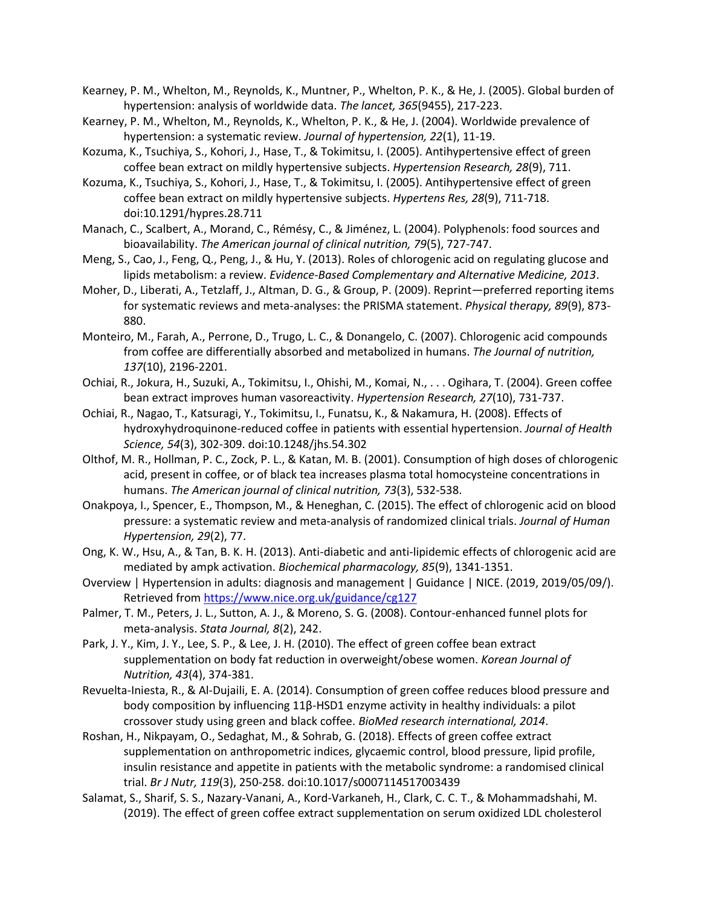Kearney, P. M., Whelton, M., Reynolds, K., Muntner, P., Whelton, P. K., & He, J. (2005). Global burden of hypertension: analysis of worldwide data. *The lancet, 365*(9455), 217-223.

Kearney, P. M., Whelton, M., Reynolds, K., Whelton, P. K., & He, J. (2004). Worldwide prevalence of hypertension: a systematic review. *Journal of hypertension, 22*(1), 11-19.

Kozuma, K., Tsuchiya, S., Kohori, J., Hase, T., & Tokimitsu, I. (2005). Antihypertensive effect of green coffee bean extract on mildly hypertensive subjects. *Hypertension Research, 28*(9), 711.

Kozuma, K., Tsuchiya, S., Kohori, J., Hase, T., & Tokimitsu, I. (2005). Antihypertensive effect of green coffee bean extract on mildly hypertensive subjects. *Hypertens Res, 28*(9), 711-718. doi:10.1291/hypres.28.711

Manach, C., Scalbert, A., Morand, C., Rémésy, C., & Jiménez, L. (2004). Polyphenols: food sources and bioavailability. *The American journal of clinical nutrition, 79*(5), 727-747.

Meng, S., Cao, J., Feng, Q., Peng, J., & Hu, Y. (2013). Roles of chlorogenic acid on regulating glucose and lipids metabolism: a review. *Evidence-Based Complementary and Alternative Medicine, 2013*.

Moher, D., Liberati, A., Tetzlaff, J., Altman, D. G., & Group, P. (2009). Reprint—preferred reporting items for systematic reviews and meta-analyses: the PRISMA statement. *Physical therapy, 89*(9), 873-880.

Monteiro, M., Farah, A., Perrone, D., Trugo, L. C., & Donangelo, C. (2007). Chlorogenic acid compounds from coffee are differentially absorbed and metabolized in humans. *The Journal of nutrition, 137*(10), 2196-2201.

Ochiai, R., Jokura, H., Suzuki, A., Tokimitsu, I., Ohishi, M., Komai, N., . . . Ogihara, T. (2004). Green coffee bean extract improves human vasoreactivity. *Hypertension Research, 27*(10), 731-737.

Ochiai, R., Nagao, T., Katsuragi, Y., Tokimitsu, I., Funatsu, K., & Nakamura, H. (2008). Effects of hydroxyhydroquinone-reduced coffee in patients with essential hypertension. *Journal of Health Science, 54*(3), 302-309. doi:10.1248/jhs.54.302

Olthof, M. R., Hollman, P. C., Zock, P. L., & Katan, M. B. (2001). Consumption of high doses of chlorogenic acid, present in coffee, or of black tea increases plasma total homocysteine concentrations in humans. *The American journal of clinical nutrition, 73*(3), 532-538.

Onakpoya, I., Spencer, E., Thompson, M., & Heneghan, C. (2015). The effect of chlorogenic acid on blood pressure: a systematic review and meta-analysis of randomized clinical trials. *Journal of Human Hypertension, 29*(2), 77.

Ong, K. W., Hsu, A., & Tan, B. K. H. (2013). Anti-diabetic and anti-lipidemic effects of chlorogenic acid are mediated by ampk activation. *Biochemical pharmacology, 85*(9), 1341-1351.

Overview | Hypertension in adults: diagnosis and management | Guidance | NICE. (2019, 2019/05/09/). Retrieved from https://www.nice.org.uk/guidance/cg127

Palmer, T. M., Peters, J. L., Sutton, A. J., & Moreno, S. G. (2008). Contour-enhanced funnel plots for meta-analysis. *Stata Journal, 8*(2), 242.

Park, J. Y., Kim, J. Y., Lee, S. P., & Lee, J. H. (2010). The effect of green coffee bean extract supplementation on body fat reduction in overweight/obese women. *Korean Journal of Nutrition, 43*(4), 374-381.

Revuelta-Iniesta, R., & Al-Dujaili, E. A. (2014). Consumption of green coffee reduces blood pressure and body composition by influencing 11β-HSD1 enzyme activity in healthy individuals: a pilot crossover study using green and black coffee. *BioMed research international, 2014*.

Roshan, H., Nikpayam, O., Sedaghat, M., & Sohrab, G. (2018). Effects of green coffee extract supplementation on anthropometric indices, glycaemic control, blood pressure, lipid profile, insulin resistance and appetite in patients with the metabolic syndrome: a randomised clinical trial. *Br J Nutr, 119*(3), 250-258. doi:10.1017/s0007114517003439

Salamat, S., Sharif, S. S., Nazary-Vanani, A., Kord-Varkaneh, H., Clark, C. C. T., & Mohammadshahi, M. (2019). The effect of green coffee extract supplementation on serum oxidized LDL cholesterol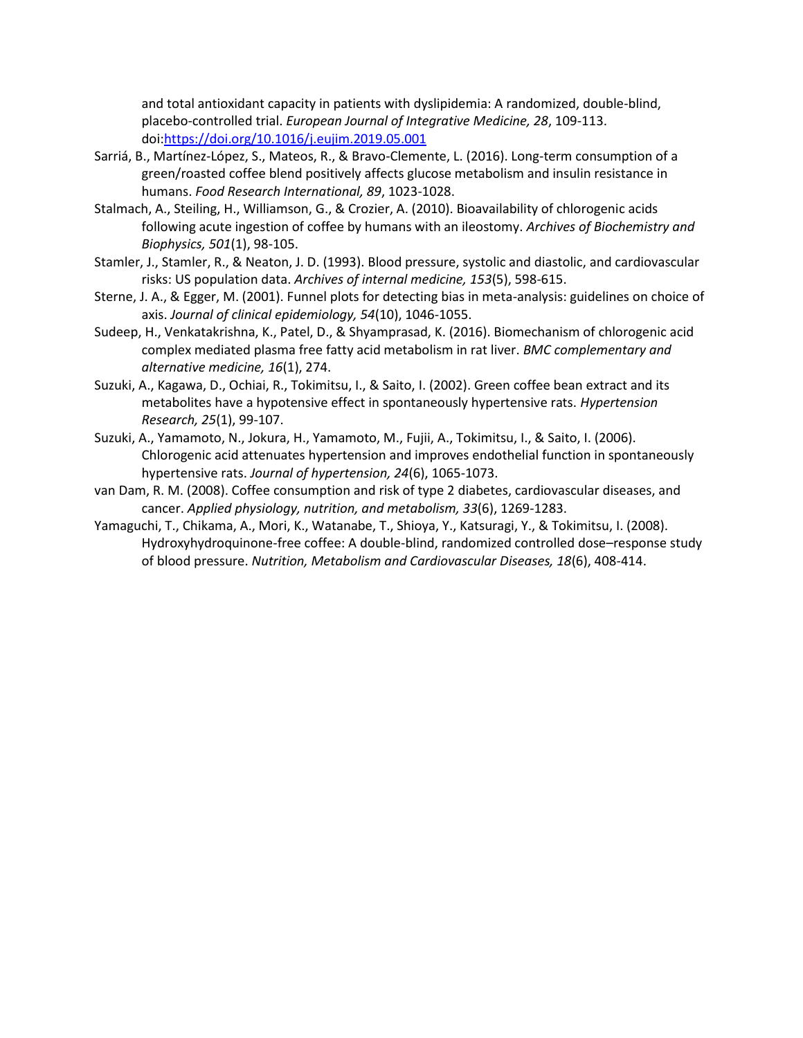and total antioxidant capacity in patients with dyslipidemia: A randomized, double-blind, placebo-controlled trial. *European Journal of Integrative Medicine, 28*, 109-113. doi:https://doi.org/10.1016/j.eujim.2019.05.001

Sarriá, B., Martínez-López, S., Mateos, R., & Bravo-Clemente, L. (2016). Long-term consumption of a green/roasted coffee blend positively affects glucose metabolism and insulin resistance in humans. *Food Research International, 89*, 1023-1028.

Stalmach, A., Steiling, H., Williamson, G., & Crozier, A. (2010). Bioavailability of chlorogenic acids following acute ingestion of coffee by humans with an ileostomy. *Archives of Biochemistry and Biophysics, 501*(1), 98-105.

Stamler, J., Stamler, R., & Neaton, J. D. (1993). Blood pressure, systolic and diastolic, and cardiovascular risks: US population data. *Archives of internal medicine, 153*(5), 598-615.

Sterne, J. A., & Egger, M. (2001). Funnel plots for detecting bias in meta-analysis: guidelines on choice of axis. *Journal of clinical epidemiology, 54*(10), 1046-1055.

Sudeep, H., Venkatakrishna, K., Patel, D., & Shyamprasad, K. (2016). Biomechanism of chlorogenic acid complex mediated plasma free fatty acid metabolism in rat liver. *BMC complementary and alternative medicine, 16*(1), 274.

Suzuki, A., Kagawa, D., Ochiai, R., Tokimitsu, I., & Saito, I. (2002). Green coffee bean extract and its metabolites have a hypotensive effect in spontaneously hypertensive rats. *Hypertension Research, 25*(1), 99-107.

Suzuki, A., Yamamoto, N., Jokura, H., Yamamoto, M., Fujii, A., Tokimitsu, I., & Saito, I. (2006). Chlorogenic acid attenuates hypertension and improves endothelial function in spontaneously hypertensive rats. *Journal of hypertension, 24*(6), 1065-1073.

van Dam, R. M. (2008). Coffee consumption and risk of type 2 diabetes, cardiovascular diseases, and cancer. *Applied physiology, nutrition, and metabolism, 33*(6), 1269-1283.

Yamaguchi, T., Chikama, A., Mori, K., Watanabe, T., Shioya, Y., Katsuragi, Y., & Tokimitsu, I. (2008). Hydroxyhydroquinone-free coffee: A double-blind, randomized controlled dose–response study of blood pressure. *Nutrition, Metabolism and Cardiovascular Diseases, 18*(6), 408-414.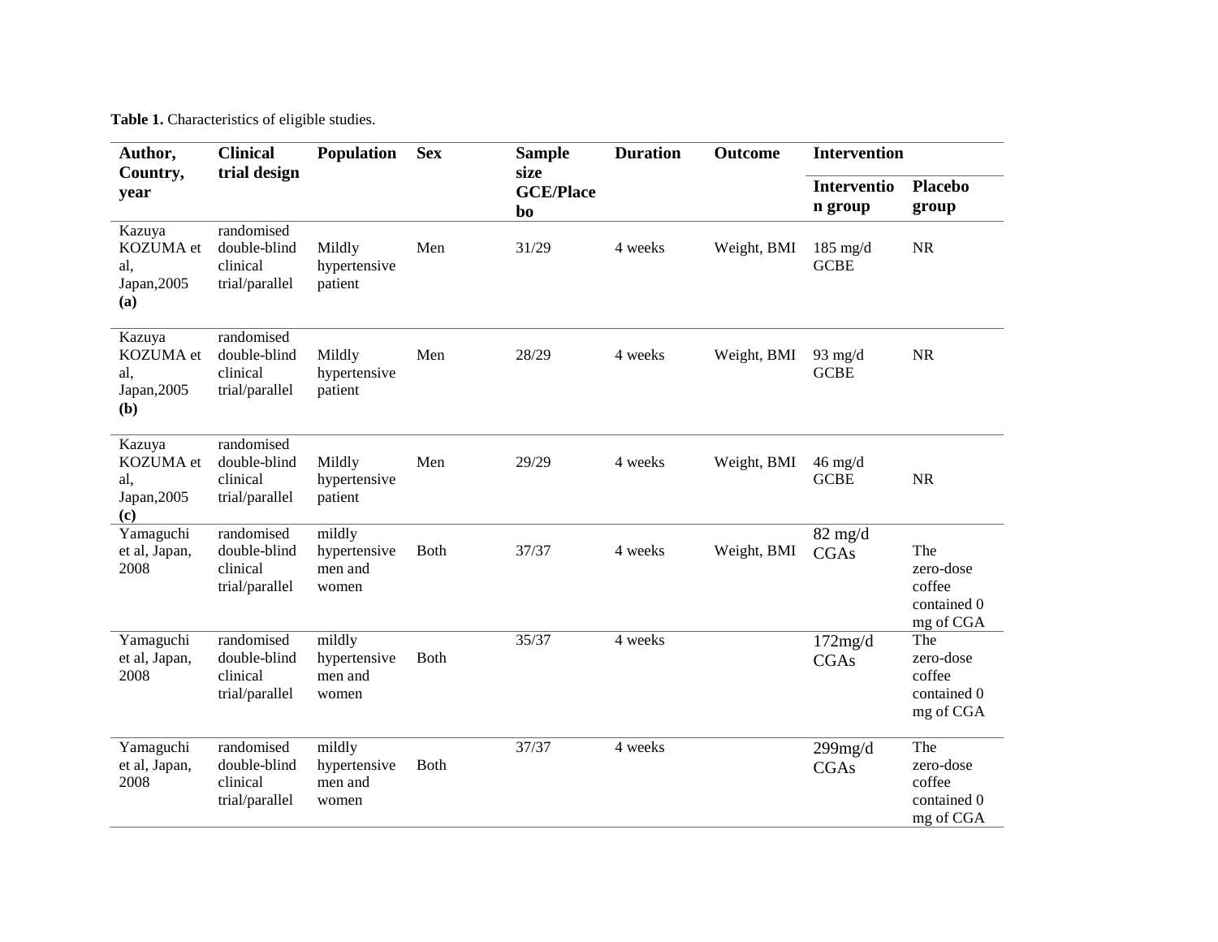**Table 1.** Characteristics of eligible studies.

| Author, Country, year | Clinical trial design | Population | Sex | Sample size GCE/Placebo | Duration | Outcome | Intervention | |
|---|---|---|---|---|---|---|---|---|
| | | | | | | | Intervention group | Placebo group |
| Kazuya KOZUMA et al, Japan,2005 **(a)** | randomised double-blind clinical trial/parallel | Mildly hypertensive patient | Men | 31/29 | 4 weeks | Weight, BMI | 185 mg/d GCBE | NR |
| Kazuya KOZUMA et al, Japan,2005 **(b)** | randomised double-blind clinical trial/parallel | Mildly hypertensive patient | Men | 28/29 | 4 weeks | Weight, BMI | 93 mg/d GCBE | NR |
| Kazuya KOZUMA et al, Japan,2005 **(c)** | randomised double-blind clinical trial/parallel | Mildly hypertensive patient | Men | 29/29 | 4 weeks | Weight, BMI | 46 mg/d GCBE | NR |
| Yamaguchi et al, Japan, 2008 | randomised double-blind clinical trial/parallel | mildly hypertensive men and women | Both | 37/37 | 4 weeks | Weight, BMI | 82 mg/d CGAs | The zero-dose coffee contained 0 mg of CGA |
| Yamaguchi et al, Japan, 2008 | randomised double-blind clinical trial/parallel | mildly hypertensive men and women | Both | 35/37 | 4 weeks | | 172mg/d CGAs | The zero-dose coffee contained 0 mg of CGA |
| Yamaguchi et al, Japan, 2008 | randomised double-blind clinical trial/parallel | mildly hypertensive men and women | Both | 37/37 | 4 weeks | | 299mg/d CGAs | The zero-dose coffee contained 0 mg of CGA |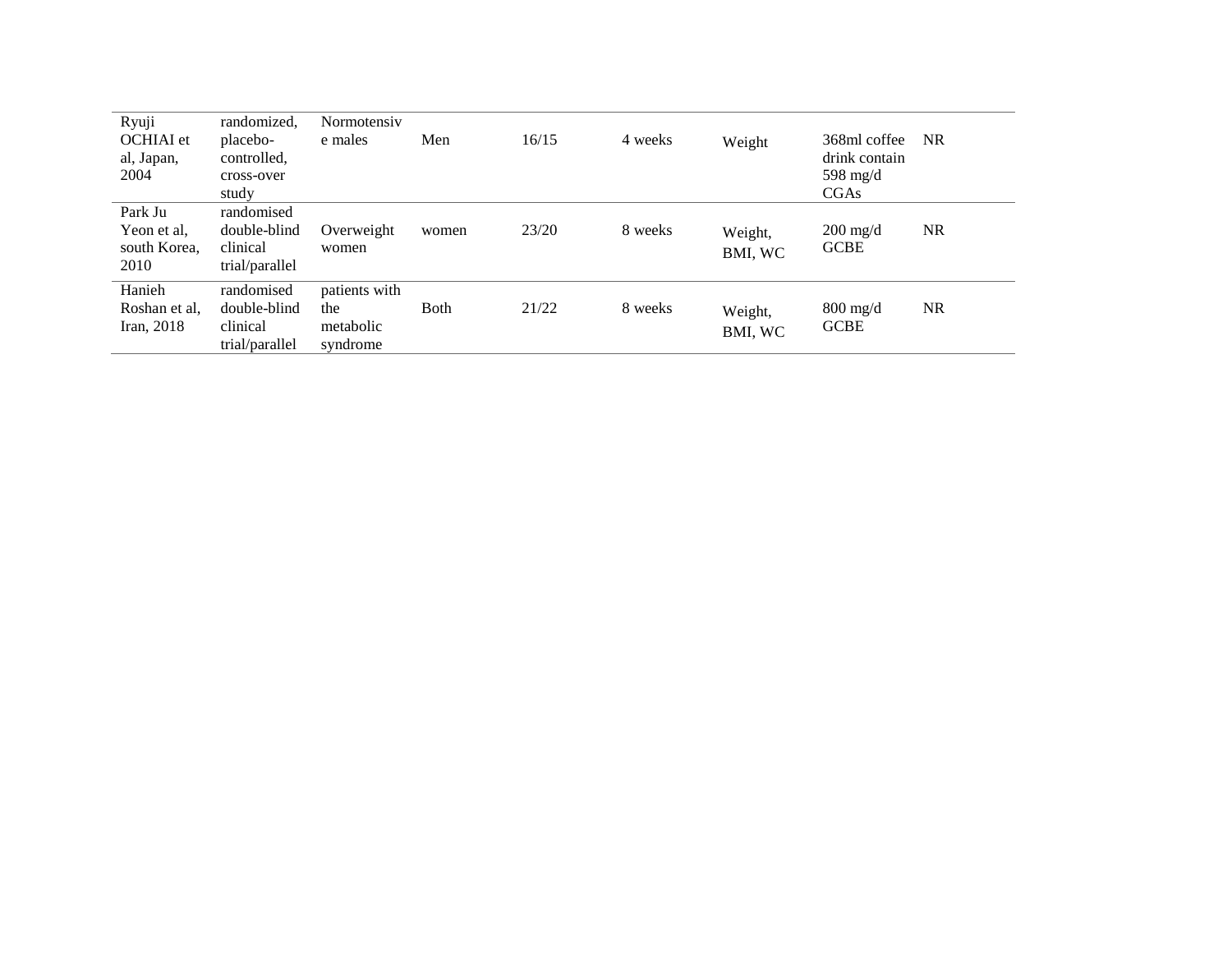| | | | | | | | | |
|---|---|---|---|---|---|---|---|---|
| Ryuji OCHIAI et al, Japan, 2004 | randomized, placebo-controlled, cross-over study | Normotensive males | Men | 16/15 | 4 weeks | Weight | 368ml coffee drink contain 598 mg/d CGAs | NR |
| Park Ju Yeon et al, south Korea, 2010 | randomised double-blind clinical trial/parallel | Overweight women | women | 23/20 | 8 weeks | Weight, BMI, WC | 200 mg/d GCBE | NR |
| Hanieh Roshan et al, Iran, 2018 | randomised double-blind clinical trial/parallel | patients with the metabolic syndrome | Both | 21/22 | 8 weeks | Weight, BMI, WC | 800 mg/d GCBE | NR |